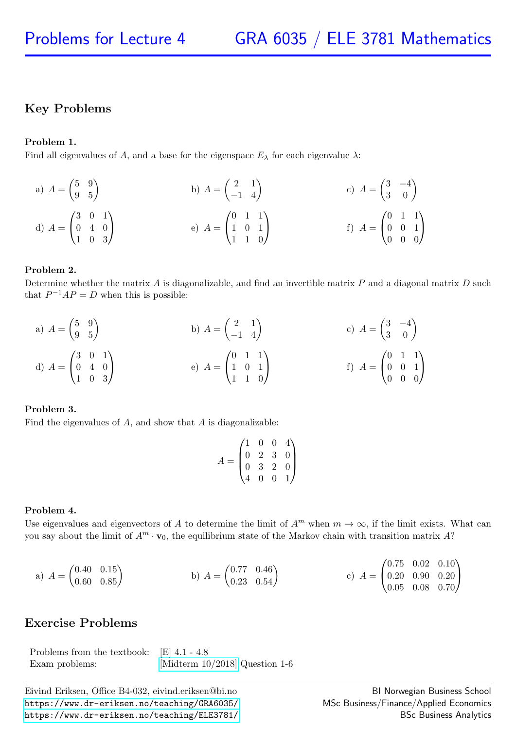## Key Problems

**Problem 1.**
Find all eigenvalues of $A$, and a base for the eigenspace $E_\lambda$ for each eigenvalue $\lambda$:

a) $A = \begin{pmatrix} 5 & 9 \\ 9 & 5 \end{pmatrix}$ b) $A = \begin{pmatrix} 2 & 1 \\ -1 & 4 \end{pmatrix}$ c) $A = \begin{pmatrix} 3 & -4 \\ 3 & 0 \end{pmatrix}$

d) $A = \begin{pmatrix} 3 & 0 & 1 \\ 0 & 4 & 0 \\ 1 & 0 & 3 \end{pmatrix}$ e) $A = \begin{pmatrix} 0 & 1 & 1 \\ 1 & 0 & 1 \\ 1 & 1 & 0 \end{pmatrix}$ f) $A = \begin{pmatrix} 0 & 1 & 1 \\ 0 & 0 & 1 \\ 0 & 0 & 0 \end{pmatrix}$

**Problem 2.**
Determine whether the matrix $A$ is diagonalizable, and find an invertible matrix $P$ and a diagonal matrix $D$ such that $P^{-1}AP = D$ when this is possible:

a) $A = \begin{pmatrix} 5 & 9 \\ 9 & 5 \end{pmatrix}$ b) $A = \begin{pmatrix} 2 & 1 \\ -1 & 4 \end{pmatrix}$ c) $A = \begin{pmatrix} 3 & -4 \\ 3 & 0 \end{pmatrix}$

d) $A = \begin{pmatrix} 3 & 0 & 1 \\ 0 & 4 & 0 \\ 1 & 0 & 3 \end{pmatrix}$ e) $A = \begin{pmatrix} 0 & 1 & 1 \\ 1 & 0 & 1 \\ 1 & 1 & 0 \end{pmatrix}$ f) $A = \begin{pmatrix} 0 & 1 & 1 \\ 0 & 0 & 1 \\ 0 & 0 & 0 \end{pmatrix}$

**Problem 3.**
Find the eigenvalues of $A$, and show that $A$ is diagonalizable:

$$A = \begin{pmatrix} 1 & 0 & 0 & 4 \\ 0 & 2 & 3 & 0 \\ 0 & 3 & 2 & 0 \\ 4 & 0 & 0 & 1 \end{pmatrix}$$

**Problem 4.**
Use eigenvalues and eigenvectors of $A$ to determine the limit of $A^m$ when $m \to \infty$, if the limit exists. What can you say about the limit of $A^m \cdot \mathbf{v}_0$, the equilibrium state of the Markov chain with transition matrix $A$?

a) $A = \begin{pmatrix} 0.40 & 0.15 \\ 0.60 & 0.85 \end{pmatrix}$ b) $A = \begin{pmatrix} 0.77 & 0.46 \\ 0.23 & 0.54 \end{pmatrix}$ c) $A = \begin{pmatrix} 0.75 & 0.02 & 0.10 \\ 0.20 & 0.90 & 0.20 \\ 0.05 & 0.08 & 0.70 \end{pmatrix}$

## Exercise Problems

| | |
|---|---|
| Problems from the textbook: | [E] 4.1 - 4.8 |
| Exam problems: | [Midterm 10/2018] Question 1-6 |

Eivind Eriksen, Office B4-032, eivind.eriksen@bi.no
https://www.dr-eriksen.no/teaching/GRA6035/
https://www.dr-eriksen.no/teaching/ELE3781/

BI Norwegian Business School
MSc Business/Finance/Applied Economics
BSc Business Analytics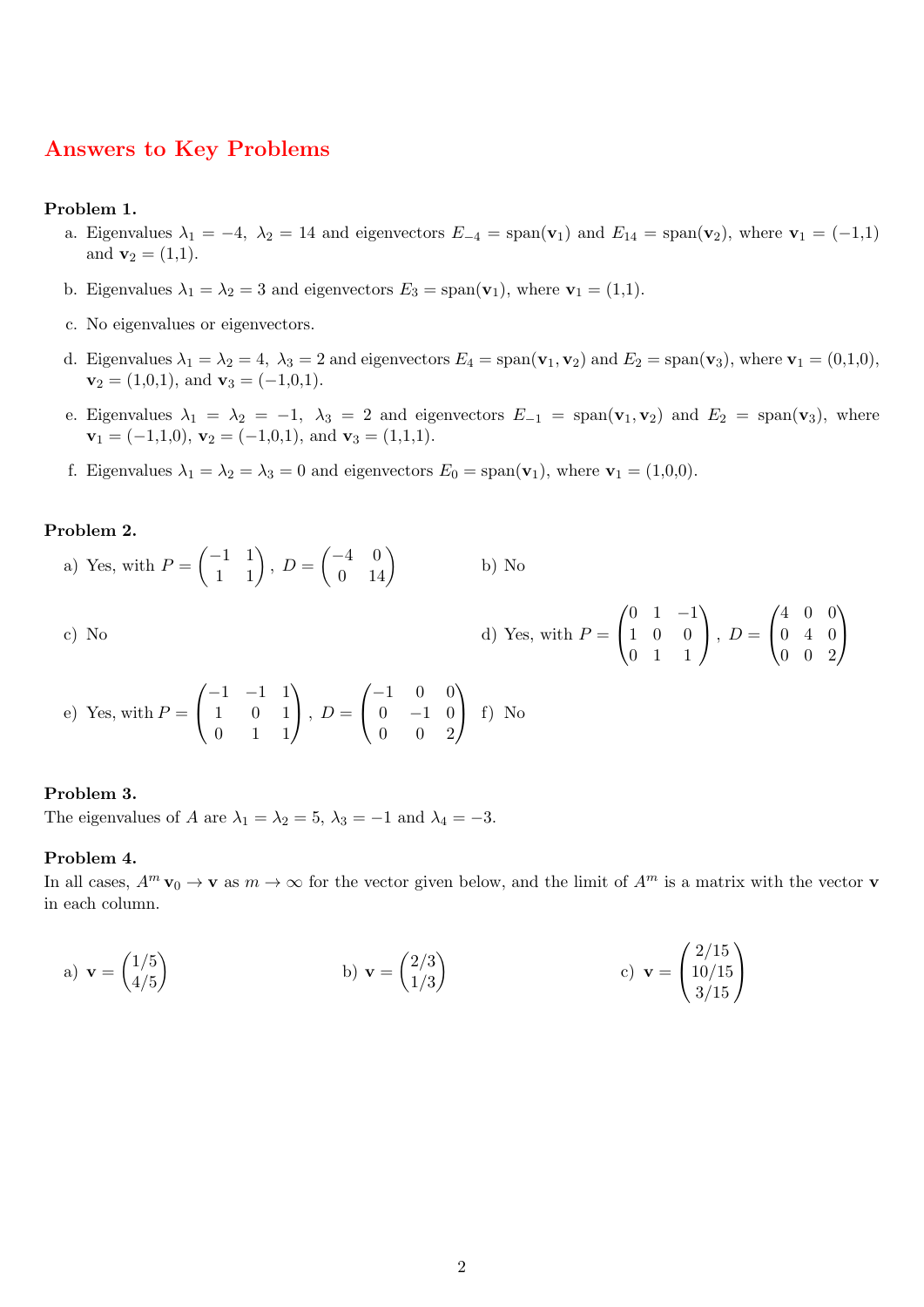# Answers to Key Problems

**Problem 1.**

a. Eigenvalues $\lambda_1 = -4,\ \lambda_2 = 14$ and eigenvectors $E_{-4} = \text{span}(\mathbf{v}_1)$ and $E_{14} = \text{span}(\mathbf{v}_2)$, where $\mathbf{v}_1 = (-1{,}1)$ and $\mathbf{v}_2 = (1{,}1)$.

b. Eigenvalues $\lambda_1 = \lambda_2 = 3$ and eigenvectors $E_3 = \text{span}(\mathbf{v}_1)$, where $\mathbf{v}_1 = (1{,}1)$.

c. No eigenvalues or eigenvectors.

d. Eigenvalues $\lambda_1 = \lambda_2 = 4,\ \lambda_3 = 2$ and eigenvectors $E_4 = \text{span}(\mathbf{v}_1, \mathbf{v}_2)$ and $E_2 = \text{span}(\mathbf{v}_3)$, where $\mathbf{v}_1 = (0{,}1{,}0)$, $\mathbf{v}_2 = (1{,}0{,}1)$, and $\mathbf{v}_3 = (-1{,}0{,}1)$.

e. Eigenvalues $\lambda_1 = \lambda_2 = -1,\ \lambda_3 = 2$ and eigenvectors $E_{-1} = \text{span}(\mathbf{v}_1, \mathbf{v}_2)$ and $E_2 = \text{span}(\mathbf{v}_3)$, where $\mathbf{v}_1 = (-1{,}1{,}0)$, $\mathbf{v}_2 = (-1{,}0{,}1)$, and $\mathbf{v}_3 = (1{,}1{,}1)$.

f. Eigenvalues $\lambda_1 = \lambda_2 = \lambda_3 = 0$ and eigenvectors $E_0 = \text{span}(\mathbf{v}_1)$, where $\mathbf{v}_1 = (1{,}0{,}0)$.

**Problem 2.**

a) Yes, with $P = \begin{pmatrix} -1 & 1 \\ 1 & 1 \end{pmatrix}$, $D = \begin{pmatrix} -4 & 0 \\ 0 & 14 \end{pmatrix}$

b) No

c) No

d) Yes, with $P = \begin{pmatrix} 0 & 1 & -1 \\ 1 & 0 & 0 \\ 0 & 1 & 1 \end{pmatrix}$, $D = \begin{pmatrix} 4 & 0 & 0 \\ 0 & 4 & 0 \\ 0 & 0 & 2 \end{pmatrix}$

e) Yes, with $P = \begin{pmatrix} -1 & -1 & 1 \\ 1 & 0 & 1 \\ 0 & 1 & 1 \end{pmatrix}$, $D = \begin{pmatrix} -1 & 0 & 0 \\ 0 & -1 & 0 \\ 0 & 0 & 2 \end{pmatrix}$

f) No

**Problem 3.**
The eigenvalues of $A$ are $\lambda_1 = \lambda_2 = 5$, $\lambda_3 = -1$ and $\lambda_4 = -3$.

**Problem 4.**
In all cases, $A^m\mathbf{v}_0 \to \mathbf{v}$ as $m \to \infty$ for the vector given below, and the limit of $A^m$ is a matrix with the vector $\mathbf{v}$ in each column.

a) $\mathbf{v} = \begin{pmatrix} 1/5 \\ 4/5 \end{pmatrix}$

b) $\mathbf{v} = \begin{pmatrix} 2/3 \\ 1/3 \end{pmatrix}$

c) $\mathbf{v} = \begin{pmatrix} 2/15 \\ 10/15 \\ 3/15 \end{pmatrix}$